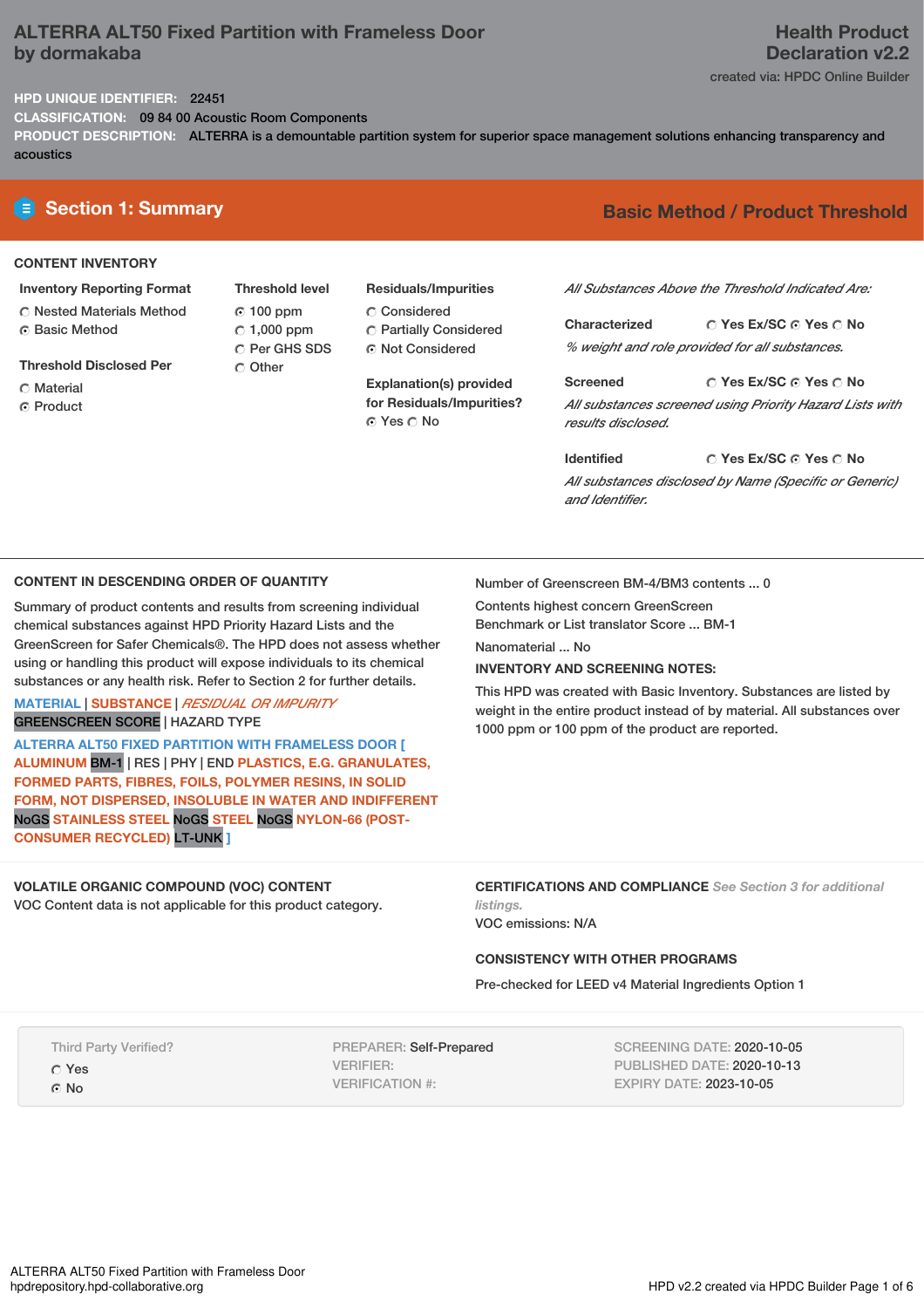# ALTERRA ALT50 Fixed Partition with Frameless Door by dormakaba

**Health Product Declaration v2.2**

created via: HPDC Online Builder

**HPD UNIQUE IDENTIFIER:** 22451

**CLASSIFICATION:** 09 84 00 Acoustic Room Components

**PRODUCT DESCRIPTION:** ALTERRA is a demountable partition system for superior space management solutions enhancing transparency and acoustics

## Section 1: Summary

**Basic Method / Product Threshold**

### CONTENT INVENTORY

**Inventory Reporting Format**
- ○ Nested Materials Method
- ◉ Basic Method

**Threshold Disclosed Per**
- ○ Material
- ◉ Product

**Threshold level**
- ◉ 100 ppm
- ○ 1,000 ppm
- ○ Per GHS SDS
- ○ Other

**Residuals/Impurities**
- ○ Considered
- ○ Partially Considered
- ◉ Not Considered

**Explanation(s) provided for Residuals/Impurities?**
◉ Yes ○ No

*All Substances Above the Threshold Indicated Are:*

**Characterized** ○ Yes Ex/SC ◉ Yes ○ No
*% weight and role provided for all substances.*

**Screened** ○ Yes Ex/SC ◉ Yes ○ No
*All substances screened using Priority Hazard Lists with results disclosed.*

**Identified** ○ Yes Ex/SC ◉ Yes ○ No
*All substances disclosed by Name (Specific or Generic) and Identifier.*

### CONTENT IN DESCENDING ORDER OF QUANTITY

Summary of product contents and results from screening individual chemical substances against HPD Priority Hazard Lists and the GreenScreen for Safer Chemicals®. The HPD does not assess whether using or handling this product will expose individuals to its chemical substances or any health risk. Refer to Section 2 for further details.

MATERIAL | SUBSTANCE | *RESIDUAL OR IMPURITY*
GREENSCREEN SCORE | HAZARD TYPE

**ALTERRA ALT50 FIXED PARTITION WITH FRAMELESS DOOR [ ALUMINUM** BM-1 | RES | PHY | END **PLASTICS, E.G. GRANULATES, FORMED PARTS, FIBRES, FOILS, POLYMER RESINS, IN SOLID FORM, NOT DISPERSED, INSOLUBLE IN WATER AND INDIFFERENT** NoGS **STAINLESS STEEL** NoGS **STEEL** NoGS **NYLON-66 (POST-CONSUMER RECYCLED)** LT-UNK **]**

Number of Greenscreen BM-4/BM3 contents ... 0

Contents highest concern GreenScreen Benchmark or List translator Score ... BM-1

Nanomaterial ... No

**INVENTORY AND SCREENING NOTES:**

This HPD was created with Basic Inventory. Substances are listed by weight in the entire product instead of by material. All substances over 1000 ppm or 100 ppm of the product are reported.

### VOLATILE ORGANIC COMPOUND (VOC) CONTENT

VOC Content data is not applicable for this product category.

### CERTIFICATIONS AND COMPLIANCE

*See Section 3 for additional listings.*

VOC emissions: N/A

### CONSISTENCY WITH OTHER PROGRAMS

Pre-checked for LEED v4 Material Ingredients Option 1

Third Party Verified?
- ○ Yes
- ◉ No

PREPARER: Self-Prepared
VERIFIER:
VERIFICATION #:

SCREENING DATE: 2020-10-05
PUBLISHED DATE: 2020-10-13
EXPIRY DATE: 2023-10-05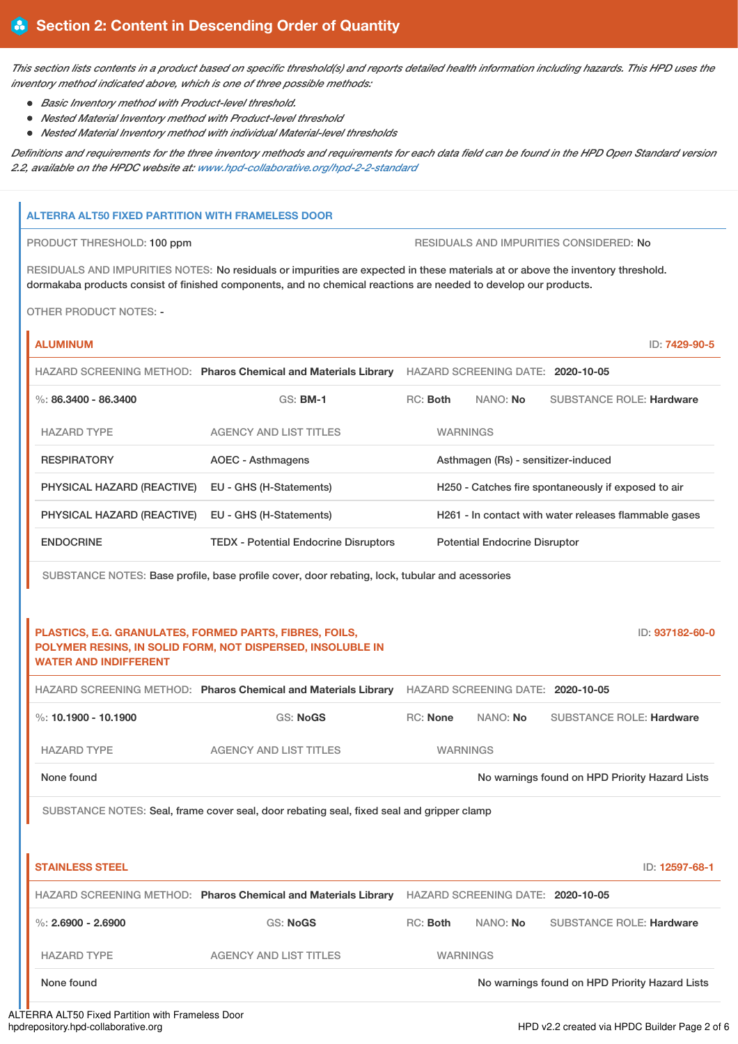## Section 2: Content in Descending Order of Quantity

*This section lists contents in a product based on specific threshold(s) and reports detailed health information including hazards. This HPD uses the inventory method indicated above, which is one of three possible methods:*

- *Basic Inventory method with Product-level threshold.*
- *Nested Material Inventory method with Product-level threshold*
- *Nested Material Inventory method with individual Material-level thresholds*

*Definitions and requirements for the three inventory methods and requirements for each data field can be found in the HPD Open Standard version 2.2, available on the HPDC website at: www.hpd-collaborative.org/hpd-2-2-standard*

### ALTERRA ALT50 FIXED PARTITION WITH FRAMELESS DOOR

PRODUCT THRESHOLD: 100 ppm

RESIDUALS AND IMPURITIES CONSIDERED: No

RESIDUALS AND IMPURITIES NOTES: No residuals or impurities are expected in these materials at or above the inventory threshold. dormakaba products consist of finished components, and no chemical reactions are needed to develop our products.

OTHER PRODUCT NOTES: -

#### ALUMINUM

ID: 7429-90-5

HAZARD SCREENING METHOD: **Pharos Chemical and Materials Library** HAZARD SCREENING DATE: **2020-10-05**

%: **86.3400 - 86.3400** GS: **BM-1** RC: **Both** NANO: **No** SUBSTANCE ROLE: **Hardware**

| HAZARD TYPE | AGENCY AND LIST TITLES | WARNINGS |
|---|---|---|
| RESPIRATORY | AOEC - Asthmagens | Asthmagen (Rs) - sensitizer-induced |
| PHYSICAL HAZARD (REACTIVE) | EU - GHS (H-Statements) | H250 - Catches fire spontaneously if exposed to air |
| PHYSICAL HAZARD (REACTIVE) | EU - GHS (H-Statements) | H261 - In contact with water releases flammable gases |
| ENDOCRINE | TEDX - Potential Endocrine Disruptors | Potential Endocrine Disruptor |

SUBSTANCE NOTES: Base profile, base profile cover, door rebating, lock, tubular and acessories

#### PLASTICS, E.G. GRANULATES, FORMED PARTS, FIBRES, FOILS, POLYMER RESINS, IN SOLID FORM, NOT DISPERSED, INSOLUBLE IN WATER AND INDIFFERENT

ID: 937182-60-0

HAZARD SCREENING METHOD: **Pharos Chemical and Materials Library** HAZARD SCREENING DATE: **2020-10-05**

%: **10.1900 - 10.1900** GS: **NoGS** RC: **None** NANO: **No** SUBSTANCE ROLE: **Hardware**

| HAZARD TYPE | AGENCY AND LIST TITLES | WARNINGS |
|---|---|---|
| None found | | No warnings found on HPD Priority Hazard Lists |

SUBSTANCE NOTES: Seal, frame cover seal, door rebating seal, fixed seal and gripper clamp

#### STAINLESS STEEL

ID: 12597-68-1

HAZARD SCREENING METHOD: **Pharos Chemical and Materials Library** HAZARD SCREENING DATE: **2020-10-05**

%: **2.6900 - 2.6900** GS: **NoGS** RC: **Both** NANO: **No** SUBSTANCE ROLE: **Hardware**

| HAZARD TYPE | AGENCY AND LIST TITLES | WARNINGS |
|---|---|---|
| None found | | No warnings found on HPD Priority Hazard Lists |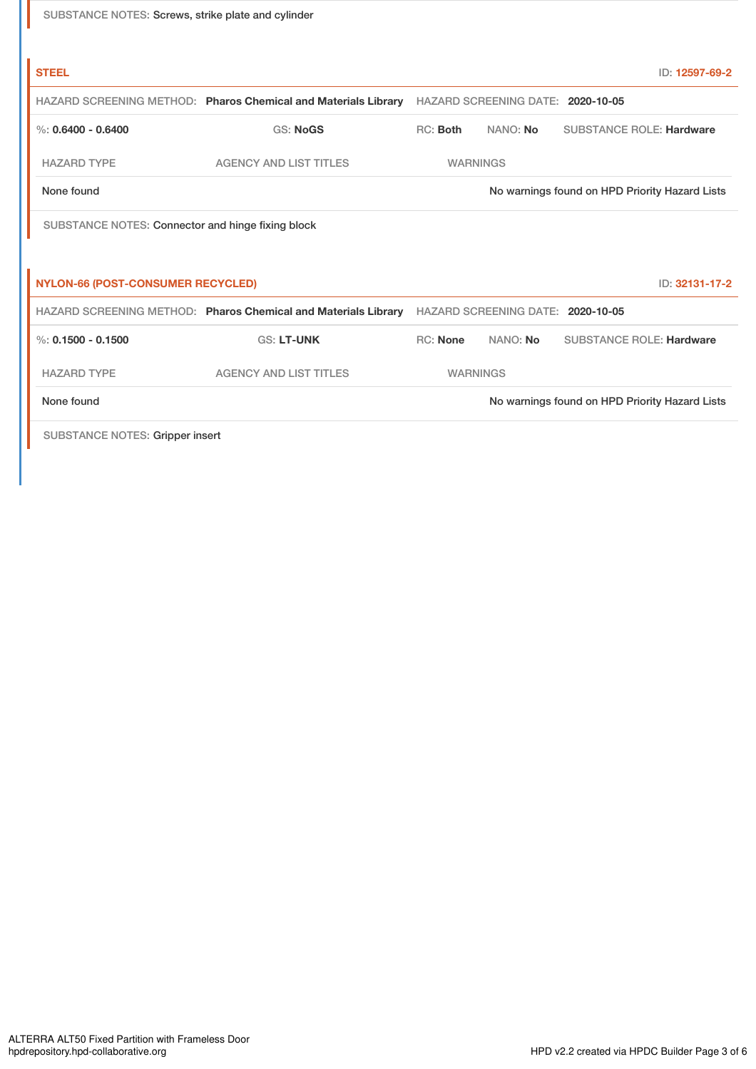SUBSTANCE NOTES: Screws, strike plate and cylinder

### STEEL

ID: 12597-69-2

HAZARD SCREENING METHOD: **Pharos Chemical and Materials Library** HAZARD SCREENING DATE: **2020-10-05**

%: **0.6400 - 0.6400** GS: **NoGS** RC: **Both** NANO: **No** SUBSTANCE ROLE: **Hardware**

| HAZARD TYPE | AGENCY AND LIST TITLES | WARNINGS |
|---|---|---|
| None found | | No warnings found on HPD Priority Hazard Lists |

SUBSTANCE NOTES: Connector and hinge fixing block

### NYLON-66 (POST-CONSUMER RECYCLED)

ID: 32131-17-2

HAZARD SCREENING METHOD: **Pharos Chemical and Materials Library** HAZARD SCREENING DATE: **2020-10-05**

%: **0.1500 - 0.1500** GS: **LT-UNK** RC: **None** NANO: **No** SUBSTANCE ROLE: **Hardware**

| HAZARD TYPE | AGENCY AND LIST TITLES | WARNINGS |
|---|---|---|
| None found | | No warnings found on HPD Priority Hazard Lists |

SUBSTANCE NOTES: Gripper insert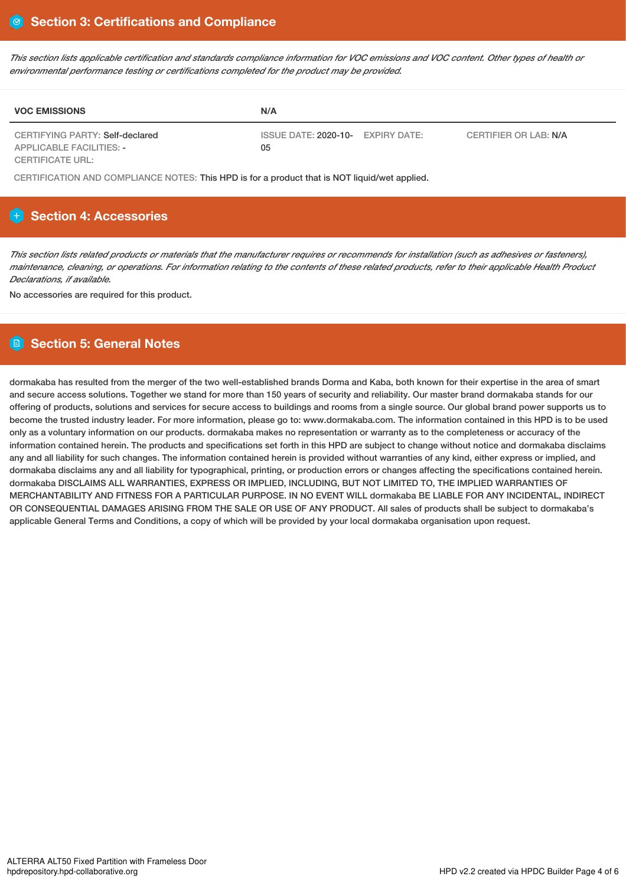## Section 3: Certifications and Compliance

*This section lists applicable certification and standards compliance information for VOC emissions and VOC content. Other types of health or environmental performance testing or certifications completed for the product may be provided.*

| VOC EMISSIONS | N/A | | |
|---|---|---|---|
| CERTIFYING PARTY: Self-declared<br>APPLICABLE FACILITIES: -<br>CERTIFICATE URL: | ISSUE DATE: 2020-10-05 | EXPIRY DATE: | CERTIFIER OR LAB: N/A |

CERTIFICATION AND COMPLIANCE NOTES: This HPD is for a product that is NOT liquid/wet applied.

## Section 4: Accessories

*This section lists related products or materials that the manufacturer requires or recommends for installation (such as adhesives or fasteners), maintenance, cleaning, or operations. For information relating to the contents of these related products, refer to their applicable Health Product Declarations, if available.*

No accessories are required for this product.

## Section 5: General Notes

dormakaba has resulted from the merger of the two well-established brands Dorma and Kaba, both known for their expertise in the area of smart and secure access solutions. Together we stand for more than 150 years of security and reliability. Our master brand dormakaba stands for our offering of products, solutions and services for secure access to buildings and rooms from a single source. Our global brand power supports us to become the trusted industry leader. For more information, please go to: www.dormakaba.com. The information contained in this HPD is to be used only as a voluntary information on our products. dormakaba makes no representation or warranty as to the completeness or accuracy of the information contained herein. The products and specifications set forth in this HPD are subject to change without notice and dormakaba disclaims any and all liability for such changes. The information contained herein is provided without warranties of any kind, either express or implied, and dormakaba disclaims any and all liability for typographical, printing, or production errors or changes affecting the specifications contained herein. dormakaba DISCLAIMS ALL WARRANTIES, EXPRESS OR IMPLIED, INCLUDING, BUT NOT LIMITED TO, THE IMPLIED WARRANTIES OF MERCHANTABILITY AND FITNESS FOR A PARTICULAR PURPOSE. IN NO EVENT WILL dormakaba BE LIABLE FOR ANY INCIDENTAL, INDIRECT OR CONSEQUENTIAL DAMAGES ARISING FROM THE SALE OR USE OF ANY PRODUCT. All sales of products shall be subject to dormakaba's applicable General Terms and Conditions, a copy of which will be provided by your local dormakaba organisation upon request.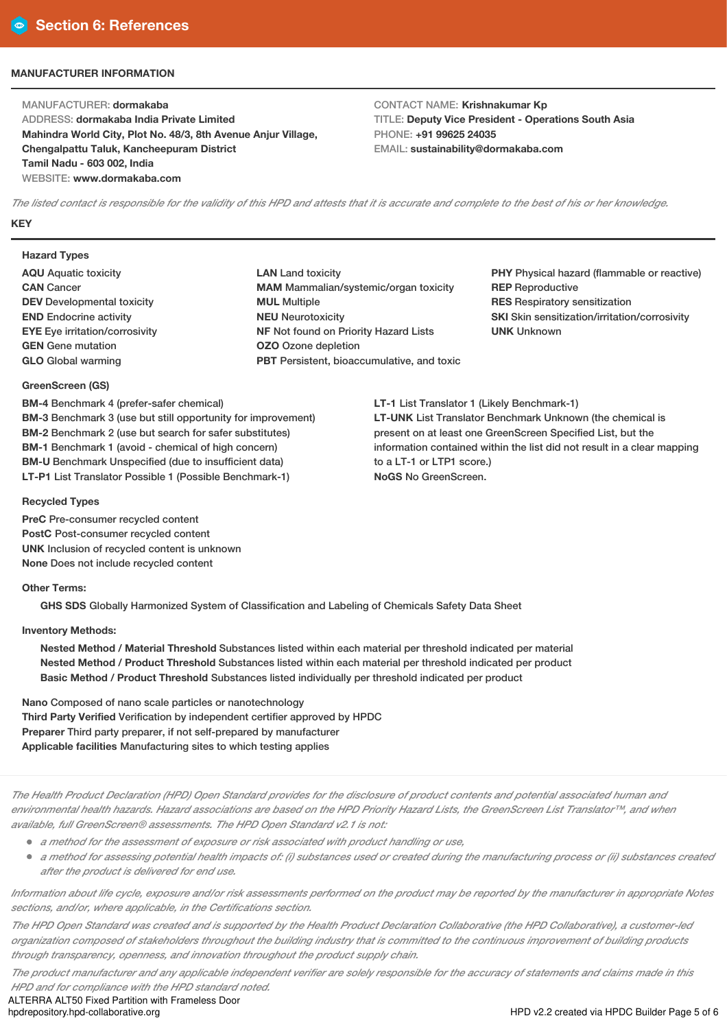# Section 6: References

## MANUFACTURER INFORMATION

MANUFACTURER: **dormakaba**
ADDRESS: **dormakaba India Private Limited**
**Mahindra World City, Plot No. 48/3, 8th Avenue Anjur Village,**
**Chengalpattu Taluk, Kancheepuram District**
**Tamil Nadu - 603 002, India**
WEBSITE: **www.dormakaba.com**

CONTACT NAME: **Krishnakumar Kp**
TITLE: **Deputy Vice President - Operations South Asia**
PHONE: **+91 99625 24035**
EMAIL: **sustainability@dormakaba.com**

*The listed contact is responsible for the validity of this HPD and attests that it is accurate and complete to the best of his or her knowledge.*

## KEY

### Hazard Types

**AQU** Aquatic toxicity
**CAN** Cancer
**DEV** Developmental toxicity
**END** Endocrine activity
**EYE** Eye irritation/corrosivity
**GEN** Gene mutation
**GLO** Global warming
**LAN** Land toxicity
**MAM** Mammalian/systemic/organ toxicity
**MUL** Multiple
**NEU** Neurotoxicity
**NF** Not found on Priority Hazard Lists
**OZO** Ozone depletion
**PBT** Persistent, bioaccumulative, and toxic
**PHY** Physical hazard (flammable or reactive)
**REP** Reproductive
**RES** Respiratory sensitization
**SKI** Skin sensitization/irritation/corrosivity
**UNK** Unknown

### GreenScreen (GS)

**BM-4** Benchmark 4 (prefer-safer chemical)
**BM-3** Benchmark 3 (use but still opportunity for improvement)
**BM-2** Benchmark 2 (use but search for safer substitutes)
**BM-1** Benchmark 1 (avoid - chemical of high concern)
**BM-U** Benchmark Unspecified (due to insufficient data)
**LT-P1** List Translator Possible 1 (Possible Benchmark-1)
**LT-1** List Translator 1 (Likely Benchmark-1)
**LT-UNK** List Translator Benchmark Unknown (the chemical is present on at least one GreenScreen Specified List, but the information contained within the list did not result in a clear mapping to a LT-1 or LTP1 score.)
**NoGS** No GreenScreen.

### Recycled Types

**PreC** Pre-consumer recycled content
**PostC** Post-consumer recycled content
**UNK** Inclusion of recycled content is unknown
**None** Does not include recycled content

### Other Terms:

**GHS SDS** Globally Harmonized System of Classification and Labeling of Chemicals Safety Data Sheet

### Inventory Methods:

**Nested Method / Material Threshold** Substances listed within each material per threshold indicated per material
**Nested Method / Product Threshold** Substances listed within each material per threshold indicated per product
**Basic Method / Product Threshold** Substances listed individually per threshold indicated per product

**Nano** Composed of nano scale particles or nanotechnology
**Third Party Verified** Verification by independent certifier approved by HPDC
**Preparer** Third party preparer, if not self-prepared by manufacturer
**Applicable facilities** Manufacturing sites to which testing applies

*The Health Product Declaration (HPD) Open Standard provides for the disclosure of product contents and potential associated human and environmental health hazards. Hazard associations are based on the HPD Priority Hazard Lists, the GreenScreen List Translator™, and when available, full GreenScreen® assessments. The HPD Open Standard v2.1 is not:*

- *a method for the assessment of exposure or risk associated with product handling or use,*
- *a method for assessing potential health impacts of: (i) substances used or created during the manufacturing process or (ii) substances created after the product is delivered for end use.*

*Information about life cycle, exposure and/or risk assessments performed on the product may be reported by the manufacturer in appropriate Notes sections, and/or, where applicable, in the Certifications section.*

*The HPD Open Standard was created and is supported by the Health Product Declaration Collaborative (the HPD Collaborative), a customer-led organization composed of stakeholders throughout the building industry that is committed to the continuous improvement of building products through transparency, openness, and innovation throughout the product supply chain.*

*The product manufacturer and any applicable independent verifier are solely responsible for the accuracy of statements and claims made in this HPD and for compliance with the HPD standard noted.*